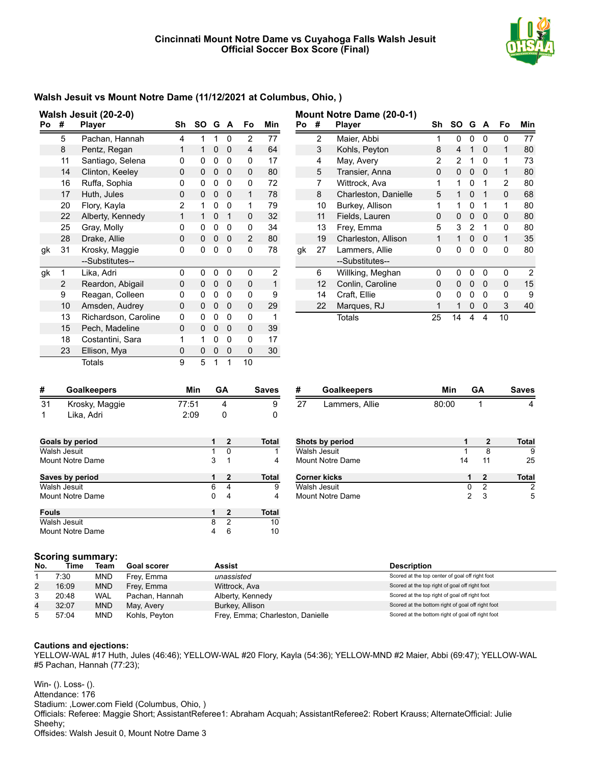# Cincinnati Mount Notre Dame vs Cuyahoga Falls Walsh Jesuit
## Official Soccer Box Score (Final)

### Walsh Jesuit vs Mount Notre Dame (11/12/2021 at Columbus, Ohio, )

**Walsh Jesuit (20-2-0)**

| Po | # | Player | Sh | SO | G | A | Fo | Min |
|---|---|---|---|---|---|---|---|---|
| | 5 | Pachan, Hannah | 4 | 1 | 1 | 0 | 2 | 77 |
| | 8 | Pentz, Regan | 1 | 1 | 0 | 0 | 4 | 64 |
| | 11 | Santiago, Selena | 0 | 0 | 0 | 0 | 0 | 17 |
| | 14 | Clinton, Keeley | 0 | 0 | 0 | 0 | 0 | 80 |
| | 16 | Ruffa, Sophia | 0 | 0 | 0 | 0 | 0 | 72 |
| | 17 | Huth, Jules | 0 | 0 | 0 | 0 | 1 | 78 |
| | 20 | Flory, Kayla | 2 | 1 | 0 | 0 | 1 | 79 |
| | 22 | Alberty, Kennedy | 1 | 1 | 0 | 1 | 0 | 32 |
| | 25 | Gray, Molly | 0 | 0 | 0 | 0 | 0 | 34 |
| | 28 | Drake, Allie | 0 | 0 | 0 | 0 | 2 | 80 |
| gk | 31 | Krosky, Maggie | 0 | 0 | 0 | 0 | 0 | 78 |
| | | --Substitutes-- | | | | | | |
| gk | 1 | Lika, Adri | 0 | 0 | 0 | 0 | 0 | 2 |
| | 2 | Reardon, Abigail | 0 | 0 | 0 | 0 | 0 | 1 |
| | 9 | Reagan, Colleen | 0 | 0 | 0 | 0 | 0 | 9 |
| | 10 | Amsden, Audrey | 0 | 0 | 0 | 0 | 0 | 29 |
| | 13 | Richardson, Caroline | 0 | 0 | 0 | 0 | 0 | 1 |
| | 15 | Pech, Madeline | 0 | 0 | 0 | 0 | 0 | 39 |
| | 18 | Costantini, Sara | 1 | 1 | 0 | 0 | 0 | 17 |
| | 23 | Ellison, Mya | 0 | 0 | 0 | 0 | 0 | 30 |
| | | Totals | 9 | 5 | 1 | 1 | 10 | |

**Mount Notre Dame (20-0-1)**

| Po | # | Player | Sh | SO | G | A | Fo | Min |
|---|---|---|---|---|---|---|---|---|
| | 2 | Maier, Abbi | 1 | 0 | 0 | 0 | 0 | 77 |
| | 3 | Kohls, Peyton | 8 | 4 | 1 | 0 | 1 | 80 |
| | 4 | May, Avery | 2 | 2 | 1 | 0 | 1 | 73 |
| | 5 | Transier, Anna | 0 | 0 | 0 | 0 | 1 | 80 |
| | 7 | Wittrock, Ava | 1 | 1 | 0 | 1 | 2 | 80 |
| | 8 | Charleston, Danielle | 5 | 1 | 0 | 1 | 0 | 68 |
| | 10 | Burkey, Allison | 1 | 1 | 0 | 1 | 1 | 80 |
| | 11 | Fields, Lauren | 0 | 0 | 0 | 0 | 0 | 80 |
| | 13 | Frey, Emma | 5 | 3 | 2 | 1 | 0 | 80 |
| | 19 | Charleston, Allison | 1 | 1 | 0 | 0 | 1 | 35 |
| gk | 27 | Lammers, Allie | 0 | 0 | 0 | 0 | 0 | 80 |
| | | --Substitutes-- | | | | | | |
| | 6 | Willking, Meghan | 0 | 0 | 0 | 0 | 0 | 2 |
| | 12 | Conlin, Caroline | 0 | 0 | 0 | 0 | 0 | 15 |
| | 14 | Craft, Ellie | 0 | 0 | 0 | 0 | 0 | 9 |
| | 22 | Marques, RJ | 1 | 1 | 0 | 0 | 3 | 40 |
| | | Totals | 25 | 14 | 4 | 4 | 10 | |

| # | Goalkeepers | Min | GA | Saves |
|---|---|---|---|---|
| 31 | Krosky, Maggie | 77:51 | 4 | 9 |
| 1 | Lika, Adri | 2:09 | 0 | 0 |

| # | Goalkeepers | Min | GA | Saves |
|---|---|---|---|---|
| 27 | Lammers, Allie | 80:00 | 1 | 4 |

| Goals by period | 1 | 2 | Total |
|---|---|---|---|
| Walsh Jesuit | 1 | 0 | 1 |
| Mount Notre Dame | 3 | 1 | 4 |

| Shots by period | 1 | 2 | Total |
|---|---|---|---|
| Walsh Jesuit | 1 | 8 | 9 |
| Mount Notre Dame | 14 | 11 | 25 |

| Saves by period | 1 | 2 | Total |
|---|---|---|---|
| Walsh Jesuit | 6 | 4 | 9 |
| Mount Notre Dame | 0 | 4 | 4 |

| Corner kicks | 1 | 2 | Total |
|---|---|---|---|
| Walsh Jesuit | 0 | 2 | 2 |
| Mount Notre Dame | 2 | 3 | 5 |

| Fouls | 1 | 2 | Total |
|---|---|---|---|
| Walsh Jesuit | 8 | 2 | 10 |
| Mount Notre Dame | 4 | 6 | 10 |

### Scoring summary:

| No. | Time | Team | Goal scorer | Assist | Description |
|---|---|---|---|---|---|
| 1 | 7:30 | MND | Frey, Emma | *unassisted* | Scored at the top center of goal off right foot |
| 2 | 16:09 | MND | Frey, Emma | Wittrock, Ava | Scored at the top right of goal off right foot |
| 3 | 20:48 | WAL | Pachan, Hannah | Alberty, Kennedy | Scored at the top right of goal off right foot |
| 4 | 32:07 | MND | May, Avery | Burkey, Allison | Scored at the bottom right of goal off right foot |
| 5 | 57:04 | MND | Kohls, Peyton | Frey, Emma; Charleston, Danielle | Scored at the bottom right of goal off right foot |

**Cautions and ejections:**
YELLOW-WAL #17 Huth, Jules (46:46); YELLOW-WAL #20 Flory, Kayla (54:36); YELLOW-MND #2 Maier, Abbi (69:47); YELLOW-WAL #5 Pachan, Hannah (77:23);

Win- (). Loss- ().
Attendance: 176
Stadium: ,Lower.com Field (Columbus, Ohio, )
Officials: Referee: Maggie Short; AssistantReferee1: Abraham Acquah; AssistantReferee2: Robert Krauss; AlternateOfficial: Julie Sheehy;
Offsides: Walsh Jesuit 0, Mount Notre Dame 3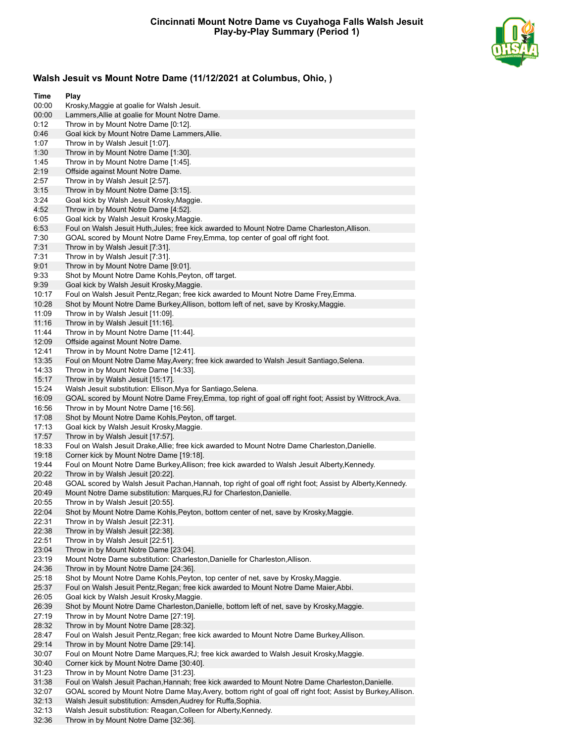# Cincinnati Mount Notre Dame vs Cuyahoga Falls Walsh Jesuit
## Play-by-Play Summary (Period 1)

### Walsh Jesuit vs Mount Notre Dame (11/12/2021 at Columbus, Ohio, )

| Time | Play |
|---|---|
| 00:00 | Krosky,Maggie at goalie for Walsh Jesuit. |
| 00:00 | Lammers,Allie at goalie for Mount Notre Dame. |
| 0:12 | Throw in by Mount Notre Dame [0:12]. |
| 0:46 | Goal kick by Mount Notre Dame Lammers,Allie. |
| 1:07 | Throw in by Walsh Jesuit [1:07]. |
| 1:30 | Throw in by Mount Notre Dame [1:30]. |
| 1:45 | Throw in by Mount Notre Dame [1:45]. |
| 2:19 | Offside against Mount Notre Dame. |
| 2:57 | Throw in by Walsh Jesuit [2:57]. |
| 3:15 | Throw in by Mount Notre Dame [3:15]. |
| 3:24 | Goal kick by Walsh Jesuit Krosky,Maggie. |
| 4:52 | Throw in by Mount Notre Dame [4:52]. |
| 6:05 | Goal kick by Walsh Jesuit Krosky,Maggie. |
| 6:53 | Foul on Walsh Jesuit Huth,Jules; free kick awarded to Mount Notre Dame Charleston,Allison. |
| 7:30 | GOAL scored by Mount Notre Dame Frey,Emma, top center of goal off right foot. |
| 7:31 | Throw in by Walsh Jesuit [7:31]. |
| 7:31 | Throw in by Walsh Jesuit [7:31]. |
| 9:01 | Throw in by Mount Notre Dame [9:01]. |
| 9:33 | Shot by Mount Notre Dame Kohls,Peyton, off target. |
| 9:39 | Goal kick by Walsh Jesuit Krosky,Maggie. |
| 10:17 | Foul on Walsh Jesuit Pentz,Regan; free kick awarded to Mount Notre Dame Frey,Emma. |
| 10:28 | Shot by Mount Notre Dame Burkey,Allison, bottom left of net, save by Krosky,Maggie. |
| 11:09 | Throw in by Walsh Jesuit [11:09]. |
| 11:16 | Throw in by Walsh Jesuit [11:16]. |
| 11:44 | Throw in by Mount Notre Dame [11:44]. |
| 12:09 | Offside against Mount Notre Dame. |
| 12:41 | Throw in by Mount Notre Dame [12:41]. |
| 13:35 | Foul on Mount Notre Dame May,Avery; free kick awarded to Walsh Jesuit Santiago,Selena. |
| 14:33 | Throw in by Mount Notre Dame [14:33]. |
| 15:17 | Throw in by Walsh Jesuit [15:17]. |
| 15:24 | Walsh Jesuit substitution: Ellison,Mya for Santiago,Selena. |
| 16:09 | GOAL scored by Mount Notre Dame Frey,Emma, top right of goal off right foot; Assist by Wittrock,Ava. |
| 16:56 | Throw in by Mount Notre Dame [16:56]. |
| 17:08 | Shot by Mount Notre Dame Kohls,Peyton, off target. |
| 17:13 | Goal kick by Walsh Jesuit Krosky,Maggie. |
| 17:57 | Throw in by Walsh Jesuit [17:57]. |
| 18:33 | Foul on Walsh Jesuit Drake,Allie; free kick awarded to Mount Notre Dame Charleston,Danielle. |
| 19:18 | Corner kick by Mount Notre Dame [19:18]. |
| 19:44 | Foul on Mount Notre Dame Burkey,Allison; free kick awarded to Walsh Jesuit Alberty,Kennedy. |
| 20:22 | Throw in by Walsh Jesuit [20:22]. |
| 20:48 | GOAL scored by Walsh Jesuit Pachan,Hannah, top right of goal off right foot; Assist by Alberty,Kennedy. |
| 20:49 | Mount Notre Dame substitution: Marques,RJ for Charleston,Danielle. |
| 20:55 | Throw in by Walsh Jesuit [20:55]. |
| 22:04 | Shot by Mount Notre Dame Kohls,Peyton, bottom center of net, save by Krosky,Maggie. |
| 22:31 | Throw in by Walsh Jesuit [22:31]. |
| 22:38 | Throw in by Walsh Jesuit [22:38]. |
| 22:51 | Throw in by Walsh Jesuit [22:51]. |
| 23:04 | Throw in by Mount Notre Dame [23:04]. |
| 23:19 | Mount Notre Dame substitution: Charleston,Danielle for Charleston,Allison. |
| 24:36 | Throw in by Mount Notre Dame [24:36]. |
| 25:18 | Shot by Mount Notre Dame Kohls,Peyton, top center of net, save by Krosky,Maggie. |
| 25:37 | Foul on Walsh Jesuit Pentz,Regan; free kick awarded to Mount Notre Dame Maier,Abbi. |
| 26:05 | Goal kick by Walsh Jesuit Krosky,Maggie. |
| 26:39 | Shot by Mount Notre Dame Charleston,Danielle, bottom left of net, save by Krosky,Maggie. |
| 27:19 | Throw in by Mount Notre Dame [27:19]. |
| 28:32 | Throw in by Mount Notre Dame [28:32]. |
| 28:47 | Foul on Walsh Jesuit Pentz,Regan; free kick awarded to Mount Notre Dame Burkey,Allison. |
| 29:14 | Throw in by Mount Notre Dame [29:14]. |
| 30:07 | Foul on Mount Notre Dame Marques,RJ; free kick awarded to Walsh Jesuit Krosky,Maggie. |
| 30:40 | Corner kick by Mount Notre Dame [30:40]. |
| 31:23 | Throw in by Mount Notre Dame [31:23]. |
| 31:38 | Foul on Walsh Jesuit Pachan,Hannah; free kick awarded to Mount Notre Dame Charleston,Danielle. |
| 32:07 | GOAL scored by Mount Notre Dame May,Avery, bottom right of goal off right foot; Assist by Burkey,Allison. |
| 32:13 | Walsh Jesuit substitution: Amsden,Audrey for Ruffa,Sophia. |
| 32:13 | Walsh Jesuit substitution: Reagan,Colleen for Alberty,Kennedy. |
| 32:36 | Throw in by Mount Notre Dame [32:36]. |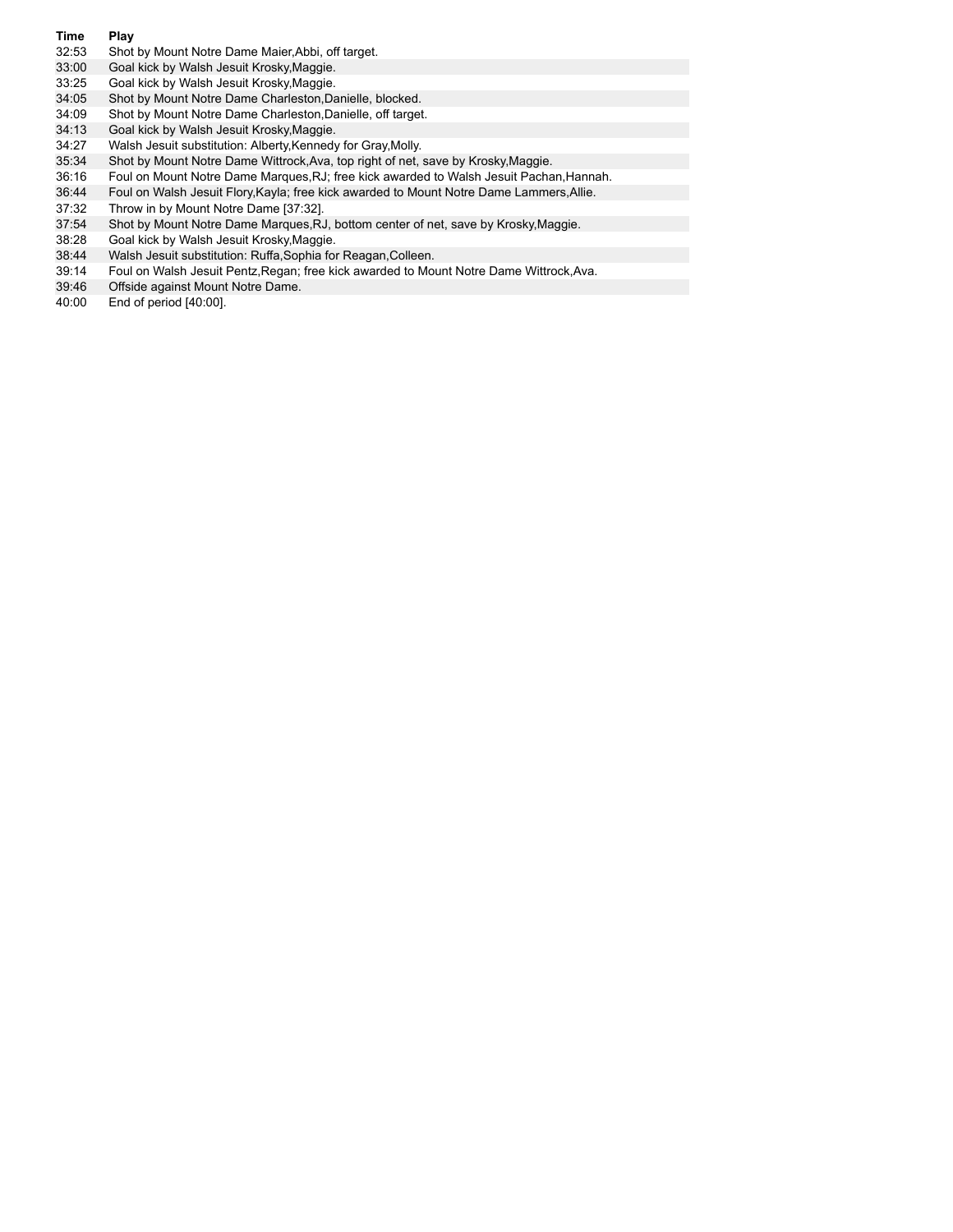| Time | Play |
| --- | --- |
| 32:53 | Shot by Mount Notre Dame Maier,Abbi, off target. |
| 33:00 | Goal kick by Walsh Jesuit Krosky,Maggie. |
| 33:25 | Goal kick by Walsh Jesuit Krosky,Maggie. |
| 34:05 | Shot by Mount Notre Dame Charleston,Danielle, blocked. |
| 34:09 | Shot by Mount Notre Dame Charleston,Danielle, off target. |
| 34:13 | Goal kick by Walsh Jesuit Krosky,Maggie. |
| 34:27 | Walsh Jesuit substitution: Alberty,Kennedy for Gray,Molly. |
| 35:34 | Shot by Mount Notre Dame Wittrock,Ava, top right of net, save by Krosky,Maggie. |
| 36:16 | Foul on Mount Notre Dame Marques,RJ; free kick awarded to Walsh Jesuit Pachan,Hannah. |
| 36:44 | Foul on Walsh Jesuit Flory,Kayla; free kick awarded to Mount Notre Dame Lammers,Allie. |
| 37:32 | Throw in by Mount Notre Dame [37:32]. |
| 37:54 | Shot by Mount Notre Dame Marques,RJ, bottom center of net, save by Krosky,Maggie. |
| 38:28 | Goal kick by Walsh Jesuit Krosky,Maggie. |
| 38:44 | Walsh Jesuit substitution: Ruffa,Sophia for Reagan,Colleen. |
| 39:14 | Foul on Walsh Jesuit Pentz,Regan; free kick awarded to Mount Notre Dame Wittrock,Ava. |
| 39:46 | Offside against Mount Notre Dame. |
| 40:00 | End of period [40:00]. |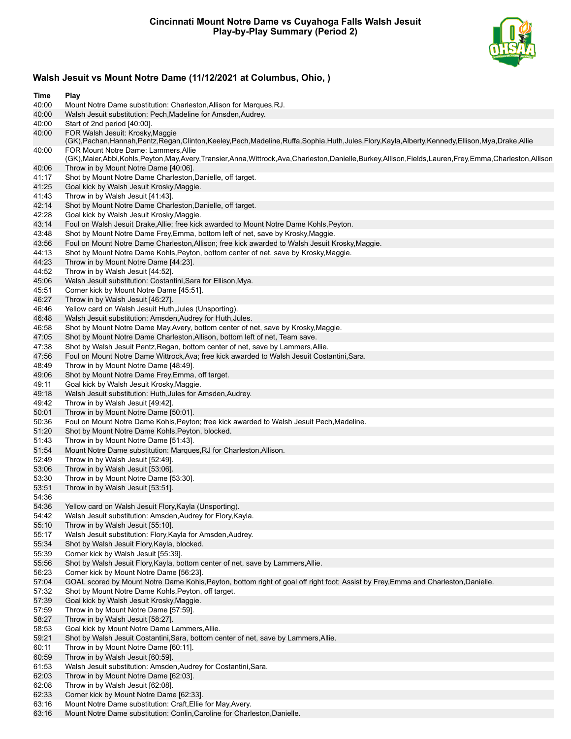# Cincinnati Mount Notre Dame vs Cuyahoga Falls Walsh Jesuit
## Play-by-Play Summary (Period 2)

### Walsh Jesuit vs Mount Notre Dame (11/12/2021 at Columbus, Ohio, )

| Time | Play |
|---|---|
| 40:00 | Mount Notre Dame substitution: Charleston,Allison for Marques,RJ. |
| 40:00 | Walsh Jesuit substitution: Pech,Madeline for Amsden,Audrey. |
| 40:00 | Start of 2nd period [40:00]. |
| 40:00 | FOR Walsh Jesuit: Krosky,Maggie (GK),Pachan,Hannah,Pentz,Regan,Clinton,Keeley,Pech,Madeline,Ruffa,Sophia,Huth,Jules,Flory,Kayla,Alberty,Kennedy,Ellison,Mya,Drake,Allie |
| 40:00 | FOR Mount Notre Dame: Lammers,Allie (GK),Maier,Abbi,Kohls,Peyton,May,Avery,Transier,Anna,Wittrock,Ava,Charleston,Danielle,Burkey,Allison,Fields,Lauren,Frey,Emma,Charleston,Allison |
| 40:06 | Throw in by Mount Notre Dame [40:06]. |
| 41:17 | Shot by Mount Notre Dame Charleston,Danielle, off target. |
| 41:25 | Goal kick by Walsh Jesuit Krosky,Maggie. |
| 41:43 | Throw in by Walsh Jesuit [41:43]. |
| 42:14 | Shot by Mount Notre Dame Charleston,Danielle, off target. |
| 42:28 | Goal kick by Walsh Jesuit Krosky,Maggie. |
| 43:14 | Foul on Walsh Jesuit Drake,Allie; free kick awarded to Mount Notre Dame Kohls,Peyton. |
| 43:48 | Shot by Mount Notre Dame Frey,Emma, bottom left of net, save by Krosky,Maggie. |
| 43:56 | Foul on Mount Notre Dame Charleston,Allison; free kick awarded to Walsh Jesuit Krosky,Maggie. |
| 44:13 | Shot by Mount Notre Dame Kohls,Peyton, bottom center of net, save by Krosky,Maggie. |
| 44:23 | Throw in by Mount Notre Dame [44:23]. |
| 44:52 | Throw in by Walsh Jesuit [44:52]. |
| 45:06 | Walsh Jesuit substitution: Costantini,Sara for Ellison,Mya. |
| 45:51 | Corner kick by Mount Notre Dame [45:51]. |
| 46:27 | Throw in by Walsh Jesuit [46:27]. |
| 46:46 | Yellow card on Walsh Jesuit Huth,Jules (Unsporting). |
| 46:48 | Walsh Jesuit substitution: Amsden,Audrey for Huth,Jules. |
| 46:58 | Shot by Mount Notre Dame May,Avery, bottom center of net, save by Krosky,Maggie. |
| 47:05 | Shot by Mount Notre Dame Charleston,Allison, bottom left of net, Team save. |
| 47:38 | Shot by Walsh Jesuit Pentz,Regan, bottom center of net, save by Lammers,Allie. |
| 47:56 | Foul on Mount Notre Dame Wittrock,Ava; free kick awarded to Walsh Jesuit Costantini,Sara. |
| 48:49 | Throw in by Mount Notre Dame [48:49]. |
| 49:06 | Shot by Mount Notre Dame Frey,Emma, off target. |
| 49:11 | Goal kick by Walsh Jesuit Krosky,Maggie. |
| 49:18 | Walsh Jesuit substitution: Huth,Jules for Amsden,Audrey. |
| 49:42 | Throw in by Walsh Jesuit [49:42]. |
| 50:01 | Throw in by Mount Notre Dame [50:01]. |
| 50:36 | Foul on Mount Notre Dame Kohls,Peyton; free kick awarded to Walsh Jesuit Pech,Madeline. |
| 51:20 | Shot by Mount Notre Dame Kohls,Peyton, blocked. |
| 51:43 | Throw in by Mount Notre Dame [51:43]. |
| 51:54 | Mount Notre Dame substitution: Marques,RJ for Charleston,Allison. |
| 52:49 | Throw in by Walsh Jesuit [52:49]. |
| 53:06 | Throw in by Walsh Jesuit [53:06]. |
| 53:30 | Throw in by Mount Notre Dame [53:30]. |
| 53:51 | Throw in by Walsh Jesuit [53:51]. |
| 54:36 | |
| 54:36 | Yellow card on Walsh Jesuit Flory,Kayla (Unsporting). |
| 54:42 | Walsh Jesuit substitution: Amsden,Audrey for Flory,Kayla. |
| 55:10 | Throw in by Walsh Jesuit [55:10]. |
| 55:17 | Walsh Jesuit substitution: Flory,Kayla for Amsden,Audrey. |
| 55:34 | Shot by Walsh Jesuit Flory,Kayla, blocked. |
| 55:39 | Corner kick by Walsh Jesuit [55:39]. |
| 55:56 | Shot by Walsh Jesuit Flory,Kayla, bottom center of net, save by Lammers,Allie. |
| 56:23 | Corner kick by Mount Notre Dame [56:23]. |
| 57:04 | GOAL scored by Mount Notre Dame Kohls,Peyton, bottom right of goal off right foot; Assist by Frey,Emma and Charleston,Danielle. |
| 57:32 | Shot by Mount Notre Dame Kohls,Peyton, off target. |
| 57:39 | Goal kick by Walsh Jesuit Krosky,Maggie. |
| 57:59 | Throw in by Mount Notre Dame [57:59]. |
| 58:27 | Throw in by Walsh Jesuit [58:27]. |
| 58:53 | Goal kick by Mount Notre Dame Lammers,Allie. |
| 59:21 | Shot by Walsh Jesuit Costantini,Sara, bottom center of net, save by Lammers,Allie. |
| 60:11 | Throw in by Mount Notre Dame [60:11]. |
| 60:59 | Throw in by Walsh Jesuit [60:59]. |
| 61:53 | Walsh Jesuit substitution: Amsden,Audrey for Costantini,Sara. |
| 62:03 | Throw in by Mount Notre Dame [62:03]. |
| 62:08 | Throw in by Walsh Jesuit [62:08]. |
| 62:33 | Corner kick by Mount Notre Dame [62:33]. |
| 63:16 | Mount Notre Dame substitution: Craft,Ellie for May,Avery. |
| 63:16 | Mount Notre Dame substitution: Conlin,Caroline for Charleston,Danielle. |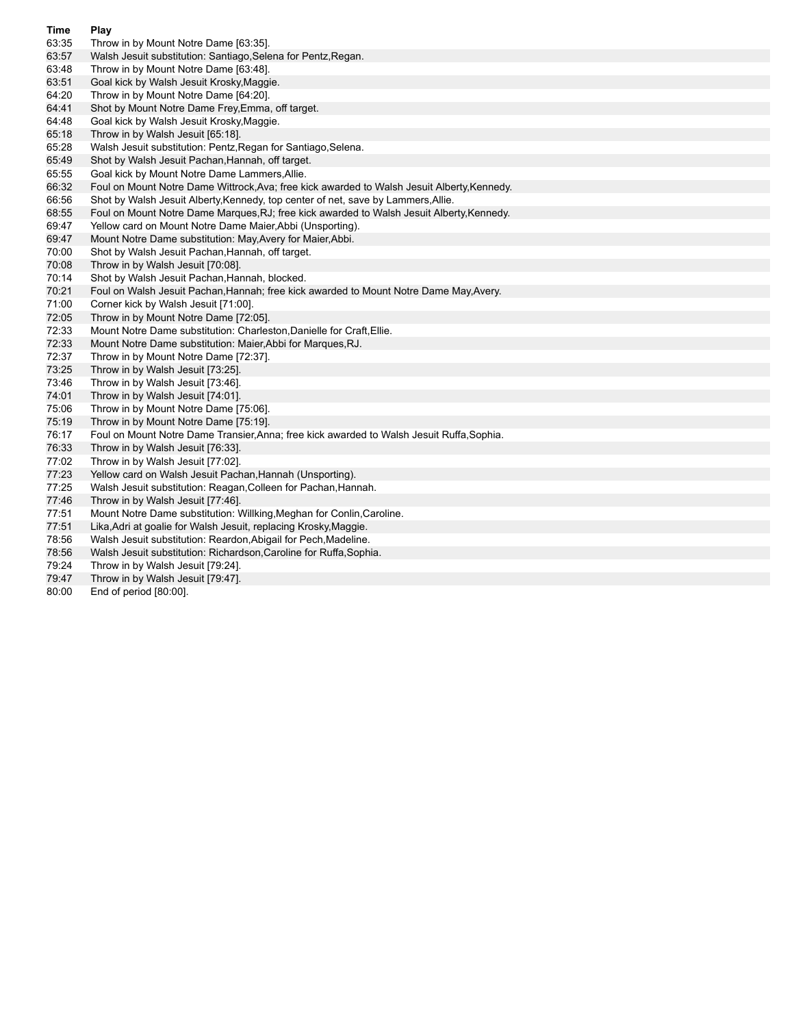| Time | Play |
|---|---|
| 63:35 | Throw in by Mount Notre Dame [63:35]. |
| 63:57 | Walsh Jesuit substitution: Santiago,Selena for Pentz,Regan. |
| 63:48 | Throw in by Mount Notre Dame [63:48]. |
| 63:51 | Goal kick by Walsh Jesuit Krosky,Maggie. |
| 64:20 | Throw in by Mount Notre Dame [64:20]. |
| 64:41 | Shot by Mount Notre Dame Frey,Emma, off target. |
| 64:48 | Goal kick by Walsh Jesuit Krosky,Maggie. |
| 65:18 | Throw in by Walsh Jesuit [65:18]. |
| 65:28 | Walsh Jesuit substitution: Pentz,Regan for Santiago,Selena. |
| 65:49 | Shot by Walsh Jesuit Pachan,Hannah, off target. |
| 65:55 | Goal kick by Mount Notre Dame Lammers,Allie. |
| 66:32 | Foul on Mount Notre Dame Wittrock,Ava; free kick awarded to Walsh Jesuit Alberty,Kennedy. |
| 66:56 | Shot by Walsh Jesuit Alberty,Kennedy, top center of net, save by Lammers,Allie. |
| 68:55 | Foul on Mount Notre Dame Marques,RJ; free kick awarded to Walsh Jesuit Alberty,Kennedy. |
| 69:47 | Yellow card on Mount Notre Dame Maier,Abbi (Unsporting). |
| 69:47 | Mount Notre Dame substitution: May,Avery for Maier,Abbi. |
| 70:00 | Shot by Walsh Jesuit Pachan,Hannah, off target. |
| 70:08 | Throw in by Walsh Jesuit [70:08]. |
| 70:14 | Shot by Walsh Jesuit Pachan,Hannah, blocked. |
| 70:21 | Foul on Walsh Jesuit Pachan,Hannah; free kick awarded to Mount Notre Dame May,Avery. |
| 71:00 | Corner kick by Walsh Jesuit [71:00]. |
| 72:05 | Throw in by Mount Notre Dame [72:05]. |
| 72:33 | Mount Notre Dame substitution: Charleston,Danielle for Craft,Ellie. |
| 72:33 | Mount Notre Dame substitution: Maier,Abbi for Marques,RJ. |
| 72:37 | Throw in by Mount Notre Dame [72:37]. |
| 73:25 | Throw in by Walsh Jesuit [73:25]. |
| 73:46 | Throw in by Walsh Jesuit [73:46]. |
| 74:01 | Throw in by Walsh Jesuit [74:01]. |
| 75:06 | Throw in by Mount Notre Dame [75:06]. |
| 75:19 | Throw in by Mount Notre Dame [75:19]. |
| 76:17 | Foul on Mount Notre Dame Transier,Anna; free kick awarded to Walsh Jesuit Ruffa,Sophia. |
| 76:33 | Throw in by Walsh Jesuit [76:33]. |
| 77:02 | Throw in by Walsh Jesuit [77:02]. |
| 77:23 | Yellow card on Walsh Jesuit Pachan,Hannah (Unsporting). |
| 77:25 | Walsh Jesuit substitution: Reagan,Colleen for Pachan,Hannah. |
| 77:46 | Throw in by Walsh Jesuit [77:46]. |
| 77:51 | Mount Notre Dame substitution: Willking,Meghan for Conlin,Caroline. |
| 77:51 | Lika,Adri at goalie for Walsh Jesuit, replacing Krosky,Maggie. |
| 78:56 | Walsh Jesuit substitution: Reardon,Abigail for Pech,Madeline. |
| 78:56 | Walsh Jesuit substitution: Richardson,Caroline for Ruffa,Sophia. |
| 79:24 | Throw in by Walsh Jesuit [79:24]. |
| 79:47 | Throw in by Walsh Jesuit [79:47]. |
| 80:00 | End of period [80:00]. |